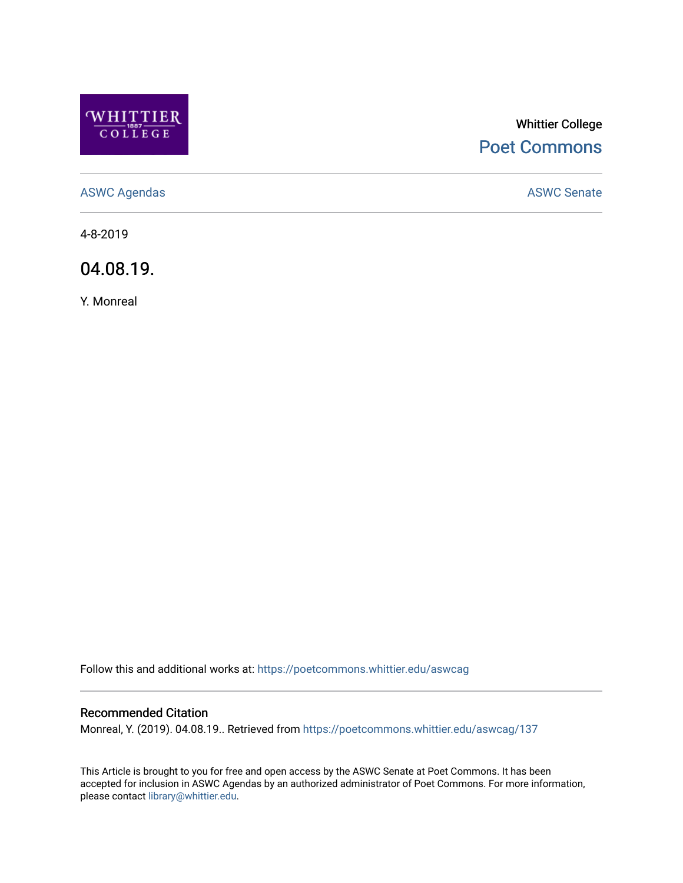Whittier College

Poet Commons

ASWC Agendas

ASWC Senate

4-8-2019

# 04.08.19.

Y. Monreal

Follow this and additional works at: https://poetcommons.whittier.edu/aswcag

## Recommended Citation

Monreal, Y. (2019). 04.08.19.. Retrieved from https://poetcommons.whittier.edu/aswcag/137

This Article is brought to you for free and open access by the ASWC Senate at Poet Commons. It has been accepted for inclusion in ASWC Agendas by an authorized administrator of Poet Commons. For more information, please contact library@whittier.edu.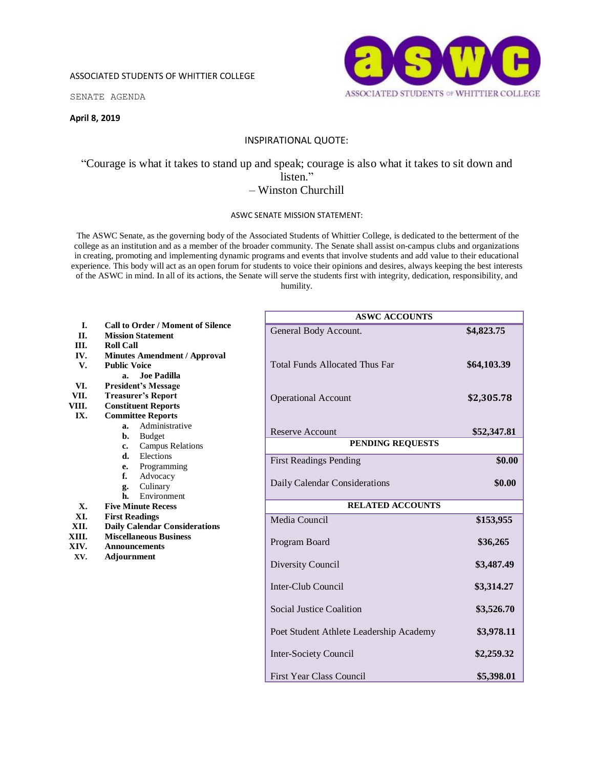ASSOCIATED STUDENTS OF WHITTIER COLLEGE

SENATE AGENDA

**April 8, 2019**

INSPIRATIONAL QUOTE:

"Courage is what it takes to stand up and speak; courage is also what it takes to sit down and listen."
– Winston Churchill

ASWC SENATE MISSION STATEMENT:

The ASWC Senate, as the governing body of the Associated Students of Whittier College, is dedicated to the betterment of the college as an institution and as a member of the broader community. The Senate shall assist on-campus clubs and organizations in creating, promoting and implementing dynamic programs and events that involve students and add value to their educational experience. This body will act as an open forum for students to voice their opinions and desires, always keeping the best interests of the ASWC in mind. In all of its actions, the Senate will serve the students first with integrity, dedication, responsibility, and humility.

- **I. Call to Order / Moment of Silence**
- **II. Mission Statement**
- **III. Roll Call**
- **IV. Minutes Amendment / Approval**
- **V. Public Voice**
  - **a. Joe Padilla**
- **VI. President's Message**
- **VII. Treasurer's Report**
- **VIII. Constituent Reports**
- **IX. Committee Reports**
  - **a.** Administrative
  - **b.** Budget
  - **c.** Campus Relations
  - **d.** Elections
  - **e.** Programming
  - **f.** Advocacy
  - **g.** Culinary
  - **h.** Environment
- **X. Five Minute Recess**
- **XI. First Readings**
- **XII. Daily Calendar Considerations**
- **XIII. Miscellaneous Business**
- **XIV. Announcements**
- **XV. Adjournment**

| **ASWC ACCOUNTS** | |
|---|---|
| General Body Account. | **$4,823.75** |
| Total Funds Allocated Thus Far | **$64,103.39** |
| Operational Account | **$2,305.78** |
| Reserve Account | **$52,347.81** |
| **PENDING REQUESTS** | |
| First Readings Pending | **$0.00** |
| Daily Calendar Considerations | **$0.00** |
| **RELATED ACCOUNTS** | |
| Media Council | **$153,955** |
| Program Board | **$36,265** |
| Diversity Council | **$3,487.49** |
| Inter-Club Council | **$3,314.27** |
| Social Justice Coalition | **$3,526.70** |
| Poet Student Athlete Leadership Academy | **$3,978.11** |
| Inter-Society Council | **$2,259.32** |
| First Year Class Council | **$5,398.01** |